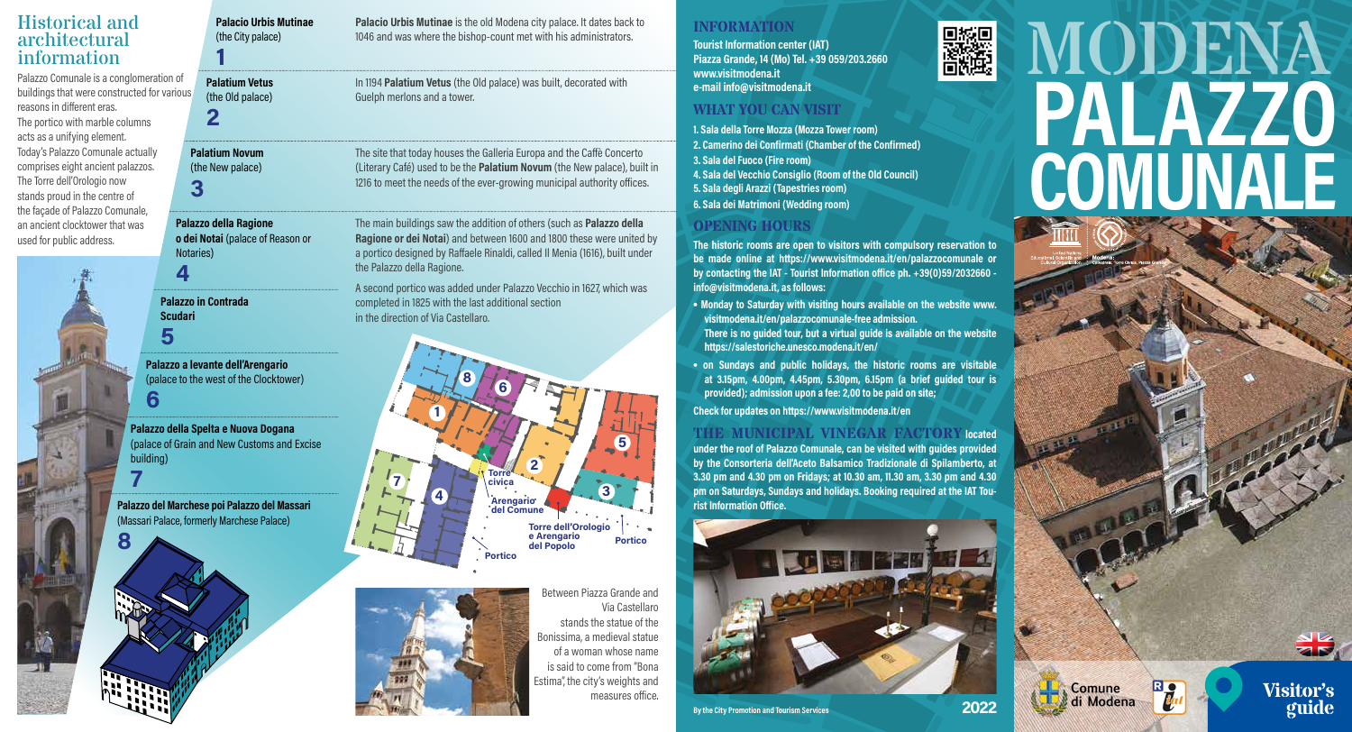## Historical and architectural information

Palazzo Comunale is a conglomeration of buildings that were constructed for various reasons in different eras.
The portico with marble columns acts as a unifying element.
Today's Palazzo Comunale actually comprises eight ancient palazzos.
The Torre dell'Orologio now stands proud in the centre of the façade of Palazzo Comunale, an ancient clocktower that was used for public address.

**Palacio Urbis Mutinae** (the City palace)
**1**

**Palacio Urbis Mutinae** is the old Modena city palace. It dates back to 1046 and was where the bishop-count met with his administrators.

**Palatium Vetus** (the Old palace)
**2**

In 1194 **Palatium Vetus** (the Old palace) was built, decorated with Guelph merlons and a tower.

**Palatium Novum** (the New palace)
**3**

The site that today houses the Galleria Europa and the Caffè Concerto (Literary Café) used to be the **Palatium Novum** (the New palace), built in 1216 to meet the needs of the ever-growing municipal authority offices.

**Palazzo della Ragione o dei Notai** (palace of Reason or Notaries)
**4**

The main buildings saw the addition of others (such as **Palazzo della Ragione or dei Notai**) and between 1600 and 1800 these were united by a portico designed by Raffaele Rinaldi, called Il Menia (1616), built under the Palazzo della Ragione.

**Palazzo in Contrada Scudari**
**5**

A second portico was added under Palazzo Vecchio in 1627, which was completed in 1825 with the last additional section in the direction of Via Castellaro.

**Palazzo a levante dell'Arengario** (palace to the west of the Clocktower)
**6**

**Palazzo della Spelta e Nuova Dogana** (palace of Grain and New Customs and Excise building)
**7**

**Palazzo del Marchese poi Palazzo del Massari** (Massari Palace, formerly Marchese Palace)
**8**

Torre civica · Arengario del Comune · Torre dell'Orologio e Arengario del Popolo · Portico · Portico

Between Piazza Grande and Via Castellaro stands the statue of the Bonissima, a medieval statue of a woman whose name is said to come from "Bona Estima", the city's weights and measures office.

## INFORMATION

**Tourist Information center (IAT)**
**Piazza Grande, 14 (Mo) Tel. +39 059/203.2660**
**www.visitmodena.it**
**e-mail info@visitmodena.it**

## WHAT YOU CAN VISIT

1. Sala della Torre Mozza (Mozza Tower room)
2. Camerino dei Confirmati (Chamber of the Confirmed)
3. Sala del Fuoco (Fire room)
4. Sala del Vecchio Consiglio (Room of the Old Council)
5. Sala degli Arazzi (Tapestries room)
6. Sala dei Matrimoni (Wedding room)

## OPENING HOURS

The historic rooms are open to visitors with compulsory reservation to be made online at https://www.visitmodena.it/en/palazzocomunale or by contacting the IAT - Tourist Information office ph. +39(0)59/2032660 - info@visitmodena.it, as follows:

- Monday to Saturday with visiting hours available on the website www.visitmodena.it/en/palazzocomunale-free admission.
  There is no guided tour, but a virtual guide is available on the website https://salestoriche.unesco.modena.it/en/
- on Sundays and public holidays, the historic rooms are visitable at 3.15pm, 4.00pm, 4.45pm, 5.30pm, 6.15pm (a brief guided tour is provided); admission upon a fee: 2,00 to be paid on site;

Check for updates on https://www.visitmodena.it/en

**THE MUNICIPAL VINEGAR FACTORY** located under the roof of Palazzo Comunale, can be visited with guides provided by the Consorteria dell'Aceto Balsamico Tradizionale di Spilamberto, at 3.30 pm and 4.30 pm on Fridays; at 10.30 am, 11.30 am, 3.30 pm and 4.30 pm on Saturdays, Sundays and holidays. Booking required at the IAT Tourist Information Office.

By the City Promotion and Tourism Services

2022

# MODENA PALAZZO COMUNALE

Comune di Modena

Visitor's guide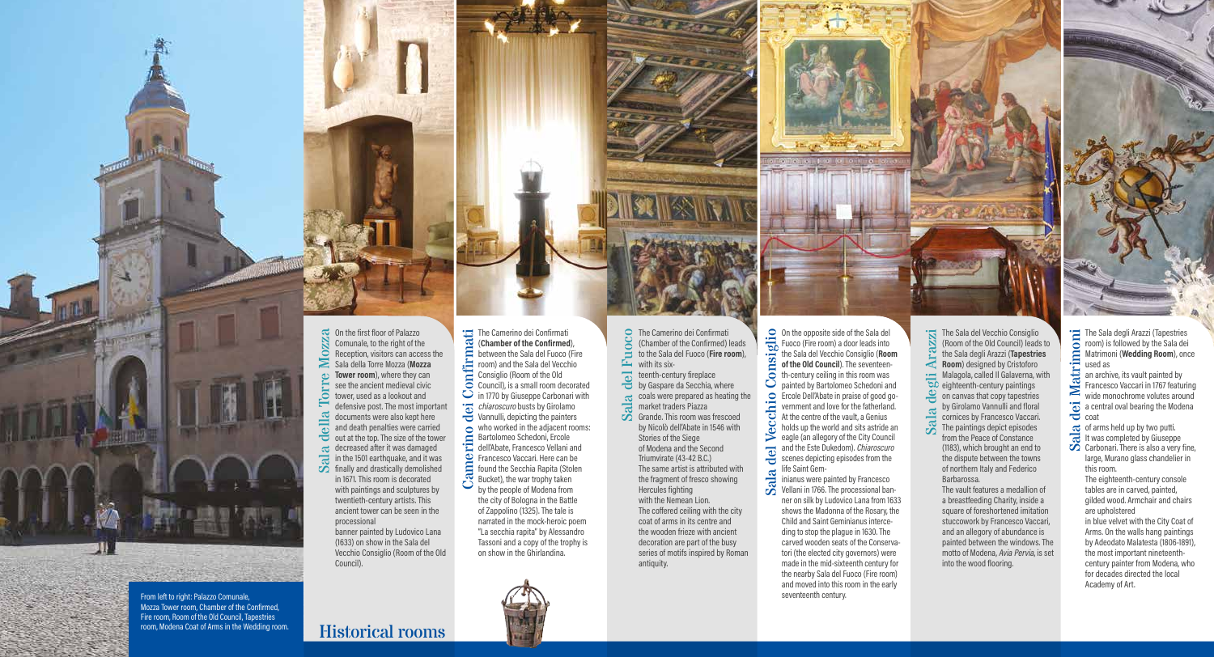# Historical rooms

## Sala della Torre Mozza

On the first floor of Palazzo Comunale, to the right of the Reception, visitors can access the Sala della Torre Mozza (**Mozza Tower room**), where they can see the ancient medieval civic tower, used as a lookout and defensive post. The most important documents were also kept here and death penalties were carried out at the top. The size of the tower decreased after it was damaged in the 1501 earthquake, and it was finally and drastically demolished in 1671. This room is decorated with paintings and sculptures by twentieth-century artists. This ancient tower can be seen in the processional banner painted by Ludovico Lana (1633) on show in the Sala del Vecchio Consiglio (Room of the Old Council).

## Camerino dei Confirmati

The Camerino dei Confirmati (**Chamber of the Confirmed**), between the Sala del Fuoco (Fire room) and the Sala del Vecchio Consiglio (Room of the Old Council), is a small room decorated in 1770 by Giuseppe Carbonari with *chiaroscuro* busts by Girolamo Vannulli, depicting the painters who worked in the adjacent rooms: Bartolomeo Schedoni, Ercole dell'Abate, Francesco Vellani and Francesco Vaccari. Here can be found the Secchia Rapita (Stolen Bucket), the war trophy taken by the people of Modena from the city of Bologna in the Battle of Zappolino (1325). The tale is narrated in the mock-heroic poem "La secchia rapita" by Alessandro Tassoni and a copy of the trophy is on show in the Ghirlandina.

## Sala del Fuoco

The Camerino dei Confirmati (Chamber of the Confirmed) leads to the Sala del Fuoco (**Fire room**), with its sixteenth-century fireplace by Gaspare da Secchia, where coals were prepared as heating the market traders Piazza Grande. This room was frescoed by Nicolò dell'Abate in 1546 with Stories of the Siege of Modena and the Second Triumvirate (43-42 B.C.) The same artist is attributed with the fragment of fresco showing Hercules fighting with the Nemean Lion. The coffered ceiling with the city coat of arms in its centre and the wooden frieze with ancient decoration are part of the busy series of motifs inspired by Roman antiquity.

## Sala del Vecchio Consiglio

On the opposite side of the Sala del Fuoco (Fire room) a door leads into the Sala del Vecchio Consiglio (**Room of the Old Council**). The seventeenth-century ceiling in this room was painted by Bartolomeo Schedoni and Ercole Dell'Abate in praise of good government and love for the fatherland. At the centre of the vault, a Genius holds up the world and sits astride an eagle (an allegory of the City Council and the Este Dukedom). *Chiaroscuro* scenes depicting episodes from the life Saint Geminianus were painted by Francesco Vellani in 1766. The processional banner on silk by Ludovico Lana from 1633 shows the Madonna of the Rosary, the Child and Saint Geminianus interceding to stop the plague in 1630. The carved wooden seats of the Conservatori (the elected city governors) were made in the mid-sixteenth century for the nearby Sala del Fuoco (Fire room) and moved into this room in the early seventeenth century.

## Sala degli Arazzi

The Sala del Vecchio Consiglio (Room of the Old Council) leads to the Sala degli Arazzi (**Tapestries Room**) designed by Cristoforo Malagola, called Il Galaverna, with eighteenth-century paintings on canvas that copy tapestries by Girolamo Vannulli and floral cornices by Francesco Vaccari. The paintings depict episodes from the Peace of Constance (1183), which brought an end to the dispute between the towns of northern Italy and Federico Barbarossa.

The vault features a medallion of a breastfeeding Charity, inside a square of foreshortened imitation stuccowork by Francesco Vaccari, and an allegory of abundance is painted between the windows. The motto of Modena, *Avia Pervia*, is set into the wood flooring.

## Sala dei Matrimoni

The Sala degli Arazzi (Tapestries room) is followed by the Sala dei Matrimoni (**Wedding Room**), once used as an archive, its vault painted by Francesco Vaccari in 1767 featuring wide monochrome volutes around a central oval bearing the Modena coat of arms held up by two putti. It was completed by Giuseppe Carbonari. There is also a very fine, large, Murano glass chandelier in this room.

The eighteenth-century console tables are in carved, painted, gilded wood. Armchair and chairs are upholstered in blue velvet with the City Coat of Arms. On the walls hang paintings by Adeodato Malatesta (1806-1891), the most important nineteenth-century painter from Modena, who for decades directed the local Academy of Art.

From left to right: Palazzo Comunale, Mozza Tower room, Chamber of the Confirmed, Fire room, Room of the Old Council, Tapestries room, Modena Coat of Arms in the Wedding room.